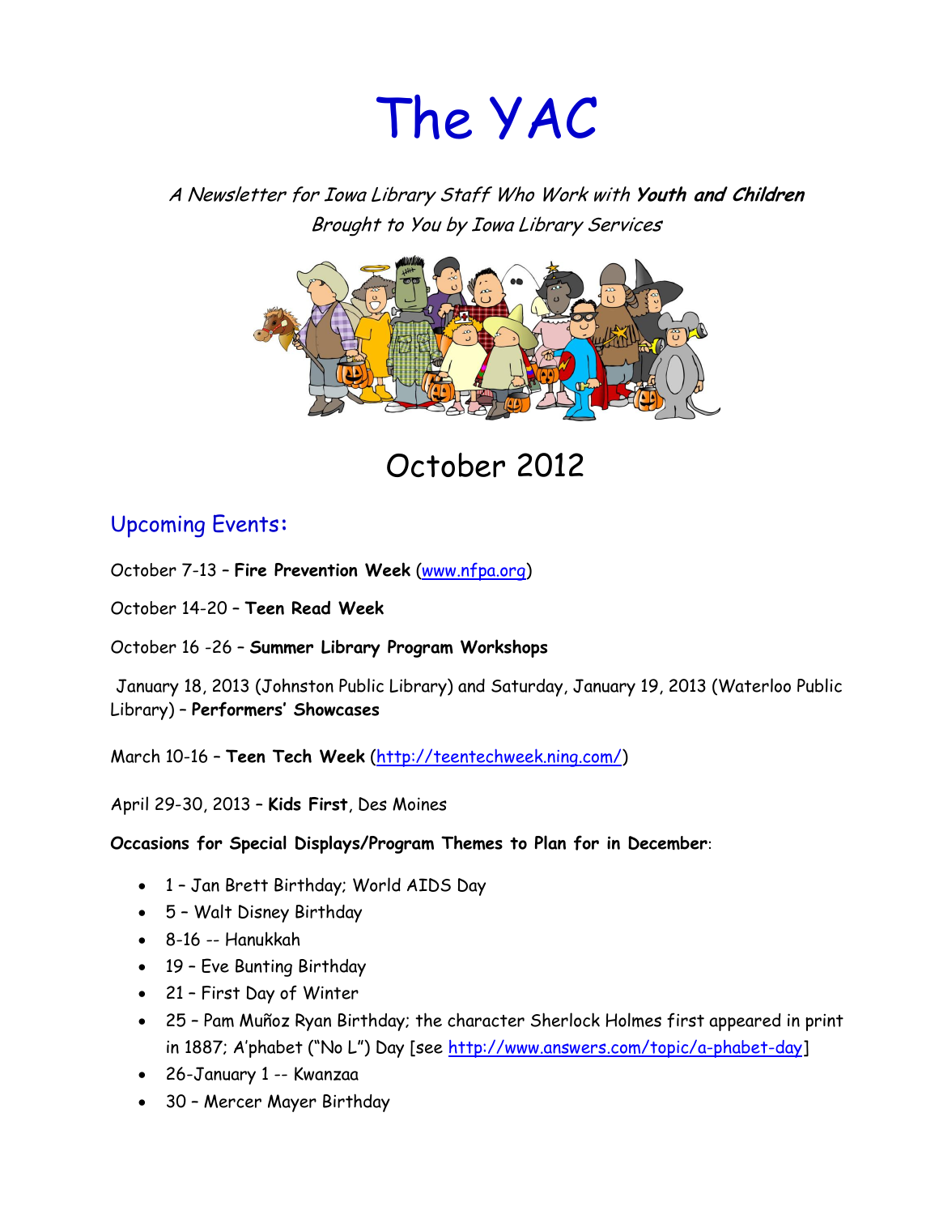# The YAC

*A Newsletter for Iowa Library Staff Who Work with **Youth and Children***
*Brought to You by Iowa Library Services*

## October 2012

### Upcoming Events:

October 7-13 – **Fire Prevention Week** (www.nfpa.org)

October 14-20 – **Teen Read Week**

October 16 -26 – **Summer Library Program Workshops**

January 18, 2013 (Johnston Public Library) and Saturday, January 19, 2013 (Waterloo Public Library) – **Performers' Showcases**

March 10-16 – **Teen Tech Week** (http://teentechweek.ning.com/)

April 29-30, 2013 – **Kids First**, Des Moines

**Occasions for Special Displays/Program Themes to Plan for in December**:

- 1 – Jan Brett Birthday; World AIDS Day
- 5 – Walt Disney Birthday
- 8-16 -- Hanukkah
- 19 – Eve Bunting Birthday
- 21 – First Day of Winter
- 25 – Pam Muñoz Ryan Birthday; the character Sherlock Holmes first appeared in print in 1887; A'phabet ("No L") Day [see http://www.answers.com/topic/a-phabet-day]
- 26-January 1 -- Kwanzaa
- 30 – Mercer Mayer Birthday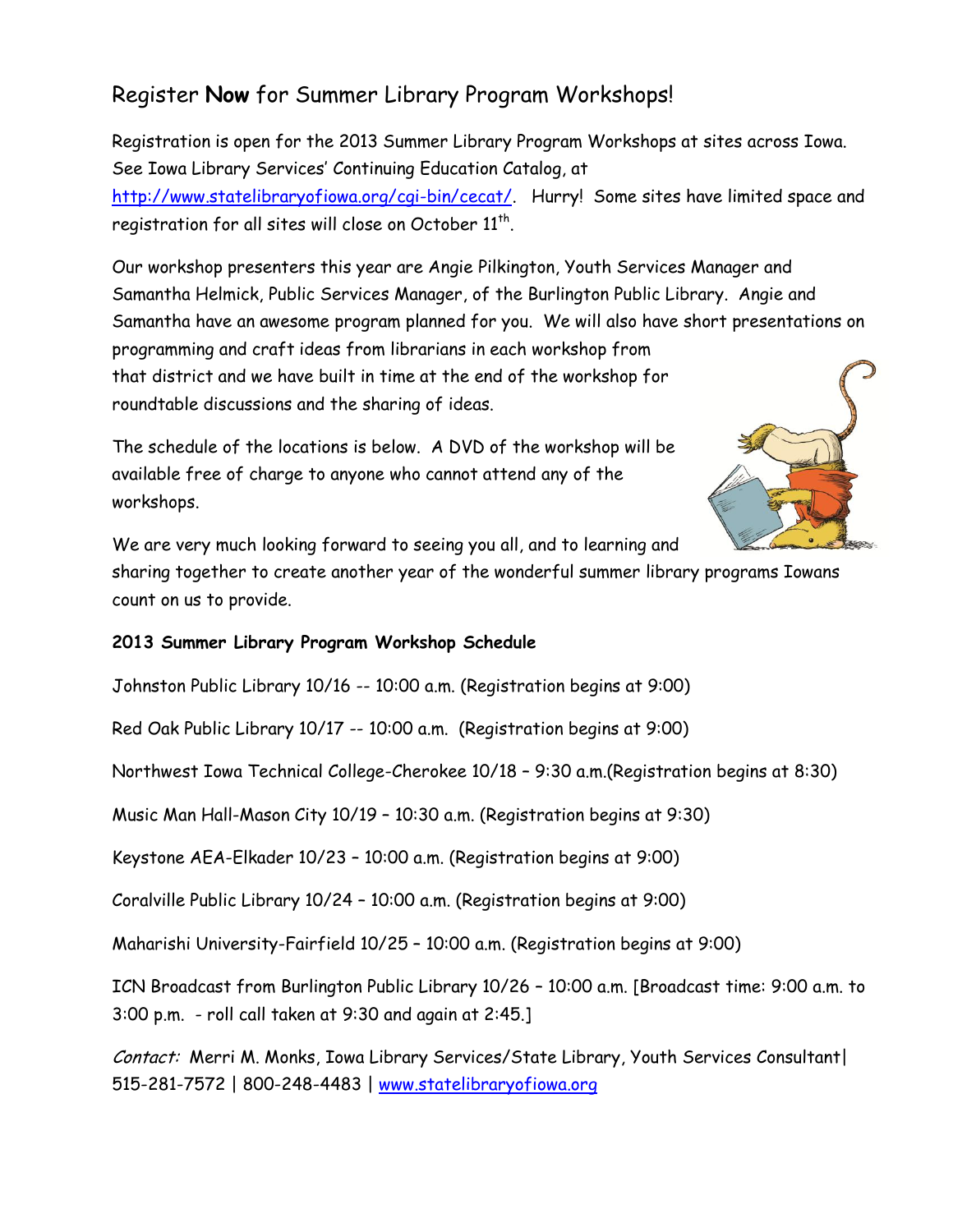## Register **Now** for Summer Library Program Workshops!

Registration is open for the 2013 Summer Library Program Workshops at sites across Iowa. See Iowa Library Services' Continuing Education Catalog, at http://www.statelibraryofiowa.org/cgi-bin/cecat/. Hurry! Some sites have limited space and registration for all sites will close on October 11th.

Our workshop presenters this year are Angie Pilkington, Youth Services Manager and Samantha Helmick, Public Services Manager, of the Burlington Public Library. Angie and Samantha have an awesome program planned for you. We will also have short presentations on programming and craft ideas from librarians in each workshop from that district and we have built in time at the end of the workshop for roundtable discussions and the sharing of ideas.

The schedule of the locations is below. A DVD of the workshop will be available free of charge to anyone who cannot attend any of the workshops.

We are very much looking forward to seeing you all, and to learning and sharing together to create another year of the wonderful summer library programs Iowans count on us to provide.

**2013 Summer Library Program Workshop Schedule**

Johnston Public Library 10/16 -- 10:00 a.m. (Registration begins at 9:00)

Red Oak Public Library 10/17 -- 10:00 a.m. (Registration begins at 9:00)

Northwest Iowa Technical College-Cherokee 10/18 – 9:30 a.m.(Registration begins at 8:30)

Music Man Hall-Mason City 10/19 – 10:30 a.m. (Registration begins at 9:30)

Keystone AEA-Elkader 10/23 – 10:00 a.m. (Registration begins at 9:00)

Coralville Public Library 10/24 – 10:00 a.m. (Registration begins at 9:00)

Maharishi University-Fairfield 10/25 – 10:00 a.m. (Registration begins at 9:00)

ICN Broadcast from Burlington Public Library 10/26 – 10:00 a.m. [Broadcast time: 9:00 a.m. to 3:00 p.m. - roll call taken at 9:30 and again at 2:45.]

*Contact:* Merri M. Monks, Iowa Library Services/State Library, Youth Services Consultant| 515-281-7572 | 800-248-4483 | www.statelibraryofiowa.org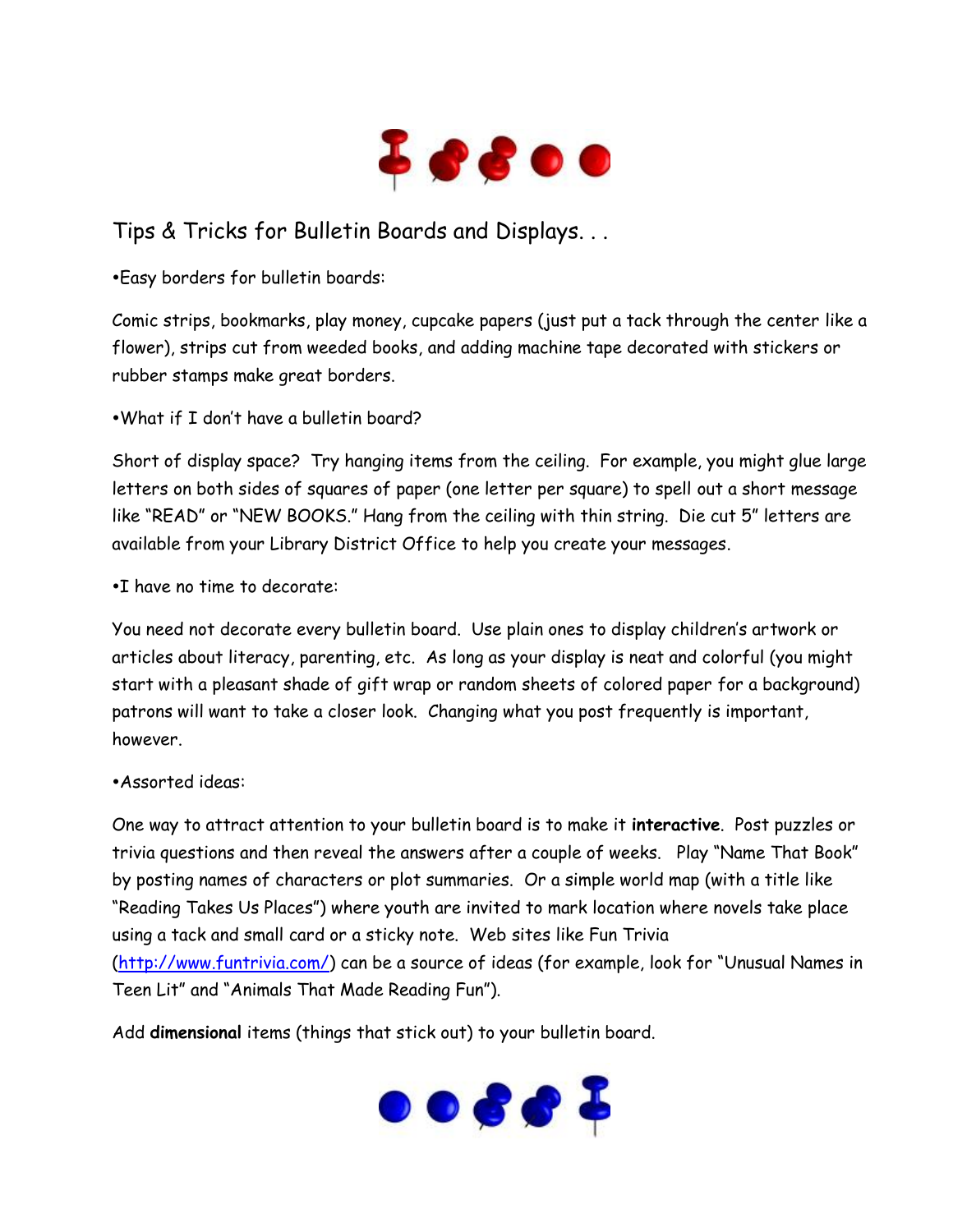## Tips & Tricks for Bulletin Boards and Displays. . .

•Easy borders for bulletin boards:

Comic strips, bookmarks, play money, cupcake papers (just put a tack through the center like a flower), strips cut from weeded books, and adding machine tape decorated with stickers or rubber stamps make great borders.

•What if I don't have a bulletin board?

Short of display space? Try hanging items from the ceiling. For example, you might glue large letters on both sides of squares of paper (one letter per square) to spell out a short message like "READ" or "NEW BOOKS." Hang from the ceiling with thin string. Die cut 5" letters are available from your Library District Office to help you create your messages.

•I have no time to decorate:

You need not decorate every bulletin board. Use plain ones to display children's artwork or articles about literacy, parenting, etc. As long as your display is neat and colorful (you might start with a pleasant shade of gift wrap or random sheets of colored paper for a background) patrons will want to take a closer look. Changing what you post frequently is important, however.

•Assorted ideas:

One way to attract attention to your bulletin board is to make it **interactive**. Post puzzles or trivia questions and then reveal the answers after a couple of weeks. Play "Name That Book" by posting names of characters or plot summaries. Or a simple world map (with a title like "Reading Takes Us Places") where youth are invited to mark location where novels take place using a tack and small card or a sticky note. Web sites like Fun Trivia (http://www.funtrivia.com/) can be a source of ideas (for example, look for "Unusual Names in Teen Lit" and "Animals That Made Reading Fun").

Add **dimensional** items (things that stick out) to your bulletin board.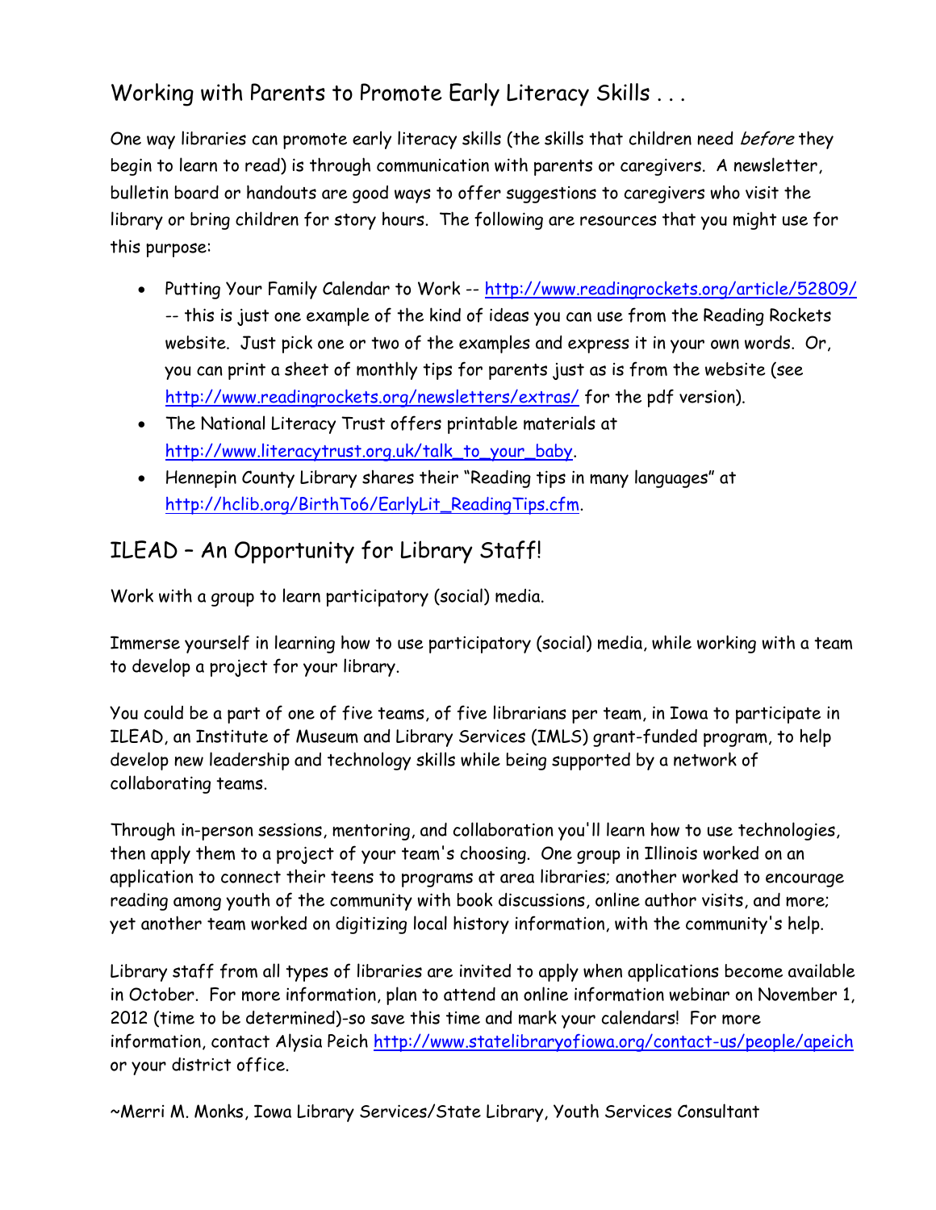## Working with Parents to Promote Early Literacy Skills . . .

One way libraries can promote early literacy skills (the skills that children need *before* they begin to learn to read) is through communication with parents or caregivers. A newsletter, bulletin board or handouts are good ways to offer suggestions to caregivers who visit the library or bring children for story hours. The following are resources that you might use for this purpose:

- Putting Your Family Calendar to Work -- http://www.readingrockets.org/article/52809/ -- this is just one example of the kind of ideas you can use from the Reading Rockets website. Just pick one or two of the examples and express it in your own words. Or, you can print a sheet of monthly tips for parents just as is from the website (see http://www.readingrockets.org/newsletters/extras/ for the pdf version).
- The National Literacy Trust offers printable materials at http://www.literacytrust.org.uk/talk_to_your_baby.
- Hennepin County Library shares their "Reading tips in many languages" at http://hclib.org/BirthTo6/EarlyLit_ReadingTips.cfm.

## ILEAD – An Opportunity for Library Staff!

Work with a group to learn participatory (social) media.

Immerse yourself in learning how to use participatory (social) media, while working with a team to develop a project for your library.

You could be a part of one of five teams, of five librarians per team, in Iowa to participate in ILEAD, an Institute of Museum and Library Services (IMLS) grant-funded program, to help develop new leadership and technology skills while being supported by a network of collaborating teams.

Through in-person sessions, mentoring, and collaboration you'll learn how to use technologies, then apply them to a project of your team's choosing. One group in Illinois worked on an application to connect their teens to programs at area libraries; another worked to encourage reading among youth of the community with book discussions, online author visits, and more; yet another team worked on digitizing local history information, with the community's help.

Library staff from all types of libraries are invited to apply when applications become available in October. For more information, plan to attend an online information webinar on November 1, 2012 (time to be determined)-so save this time and mark your calendars! For more information, contact Alysia Peich http://www.statelibraryofiowa.org/contact-us/people/apeich or your district office.

~Merri M. Monks, Iowa Library Services/State Library, Youth Services Consultant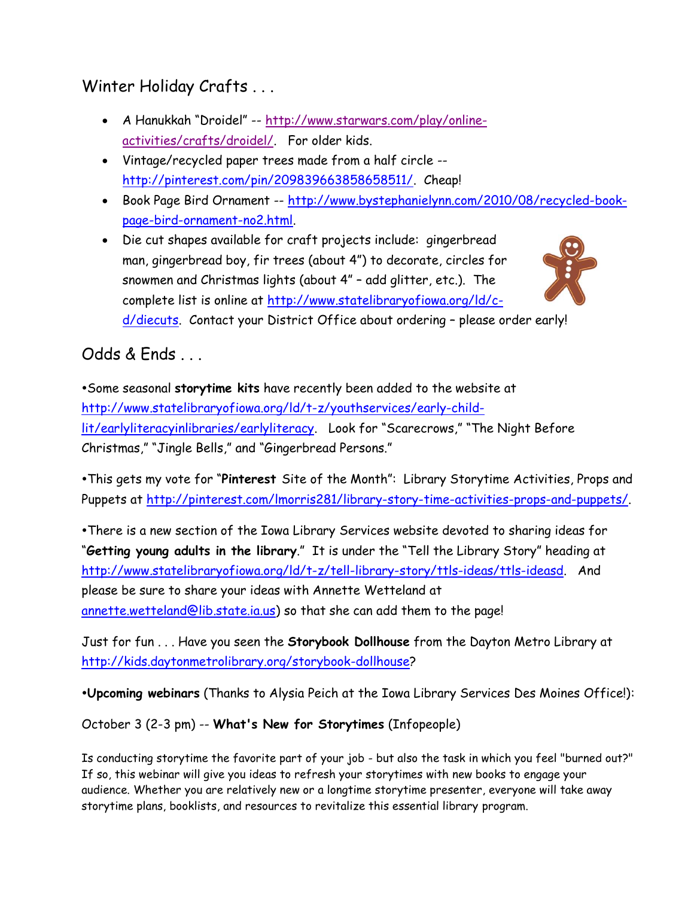## Winter Holiday Crafts . . .

- A Hanukkah "Droidel" -- http://www.starwars.com/play/online-activities/crafts/droidel/. For older kids.
- Vintage/recycled paper trees made from a half circle -- http://pinterest.com/pin/209839663858658511/. Cheap!
- Book Page Bird Ornament -- http://www.bystephanielynn.com/2010/08/recycled-book-page-bird-ornament-no2.html.
- Die cut shapes available for craft projects include: gingerbread man, gingerbread boy, fir trees (about 4") to decorate, circles for snowmen and Christmas lights (about 4" – add glitter, etc.). The complete list is online at http://www.statelibraryofiowa.org/ld/c-d/diecuts. Contact your District Office about ordering – please order early!

## Odds & Ends . . .

•Some seasonal **storytime kits** have recently been added to the website at http://www.statelibraryofiowa.org/ld/t-z/youthservices/early-child-lit/earlyliteracyinlibraries/earlyliteracy. Look for "Scarecrows," "The Night Before Christmas," "Jingle Bells," and "Gingerbread Persons."

•This gets my vote for "**Pinterest** Site of the Month": Library Storytime Activities, Props and Puppets at http://pinterest.com/lmorris281/library-story-time-activities-props-and-puppets/.

•There is a new section of the Iowa Library Services website devoted to sharing ideas for "**Getting young adults in the library**." It is under the "Tell the Library Story" heading at http://www.statelibraryofiowa.org/ld/t-z/tell-library-story/ttls-ideas/ttls-ideasd. And please be sure to share your ideas with Annette Wetteland at annette.wetteland@lib.state.ia.us) so that she can add them to the page!

Just for fun . . . Have you seen the **Storybook Dollhouse** from the Dayton Metro Library at http://kids.daytonmetrolibrary.org/storybook-dollhouse?

•**Upcoming webinars** (Thanks to Alysia Peich at the Iowa Library Services Des Moines Office!):

October 3 (2-3 pm) -- **What's New for Storytimes** (Infopeople)

Is conducting storytime the favorite part of your job - but also the task in which you feel "burned out?" If so, this webinar will give you ideas to refresh your storytimes with new books to engage your audience. Whether you are relatively new or a longtime storytime presenter, everyone will take away storytime plans, booklists, and resources to revitalize this essential library program.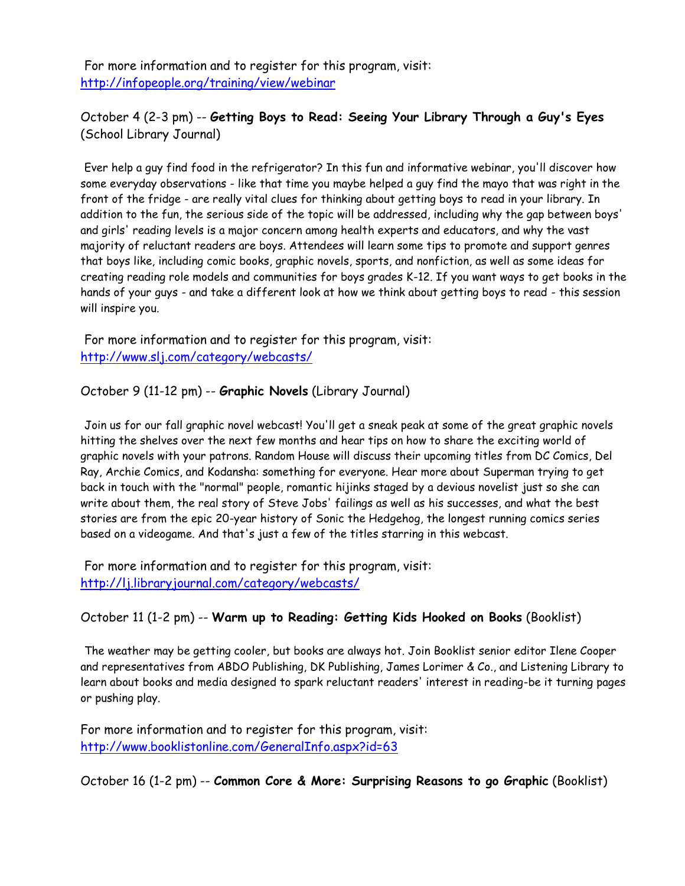For more information and to register for this program, visit: [http://infopeople.org/training/view/webinar](http://infopeople.org/training/view/webinar)

October 4 (2-3 pm) -- **Getting Boys to Read: Seeing Your Library Through a Guy's Eyes** (School Library Journal)

Ever help a guy find food in the refrigerator? In this fun and informative webinar, you'll discover how some everyday observations - like that time you maybe helped a guy find the mayo that was right in the front of the fridge - are really vital clues for thinking about getting boys to read in your library. In addition to the fun, the serious side of the topic will be addressed, including why the gap between boys' and girls' reading levels is a major concern among health experts and educators, and why the vast majority of reluctant readers are boys. Attendees will learn some tips to promote and support genres that boys like, including comic books, graphic novels, sports, and nonfiction, as well as some ideas for creating reading role models and communities for boys grades K-12. If you want ways to get books in the hands of your guys - and take a different look at how we think about getting boys to read - this session will inspire you.

For more information and to register for this program, visit: [http://www.slj.com/category/webcasts/](http://www.slj.com/category/webcasts/)

October 9 (11-12 pm) -- **Graphic Novels** (Library Journal)

Join us for our fall graphic novel webcast! You'll get a sneak peak at some of the great graphic novels hitting the shelves over the next few months and hear tips on how to share the exciting world of graphic novels with your patrons. Random House will discuss their upcoming titles from DC Comics, Del Ray, Archie Comics, and Kodansha: something for everyone. Hear more about Superman trying to get back in touch with the "normal" people, romantic hijinks staged by a devious novelist just so she can write about them, the real story of Steve Jobs' failings as well as his successes, and what the best stories are from the epic 20-year history of Sonic the Hedgehog, the longest running comics series based on a videogame. And that's just a few of the titles starring in this webcast.

For more information and to register for this program, visit: [http://lj.libraryjournal.com/category/webcasts/](http://lj.libraryjournal.com/category/webcasts/)

October 11 (1-2 pm) -- **Warm up to Reading: Getting Kids Hooked on Books** (Booklist)

The weather may be getting cooler, but books are always hot. Join Booklist senior editor Ilene Cooper and representatives from ABDO Publishing, DK Publishing, James Lorimer & Co., and Listening Library to learn about books and media designed to spark reluctant readers' interest in reading-be it turning pages or pushing play.

For more information and to register for this program, visit: [http://www.booklistonline.com/GeneralInfo.aspx?id=63](http://www.booklistonline.com/GeneralInfo.aspx?id=63)

October 16 (1-2 pm) -- **Common Core & More: Surprising Reasons to go Graphic** (Booklist)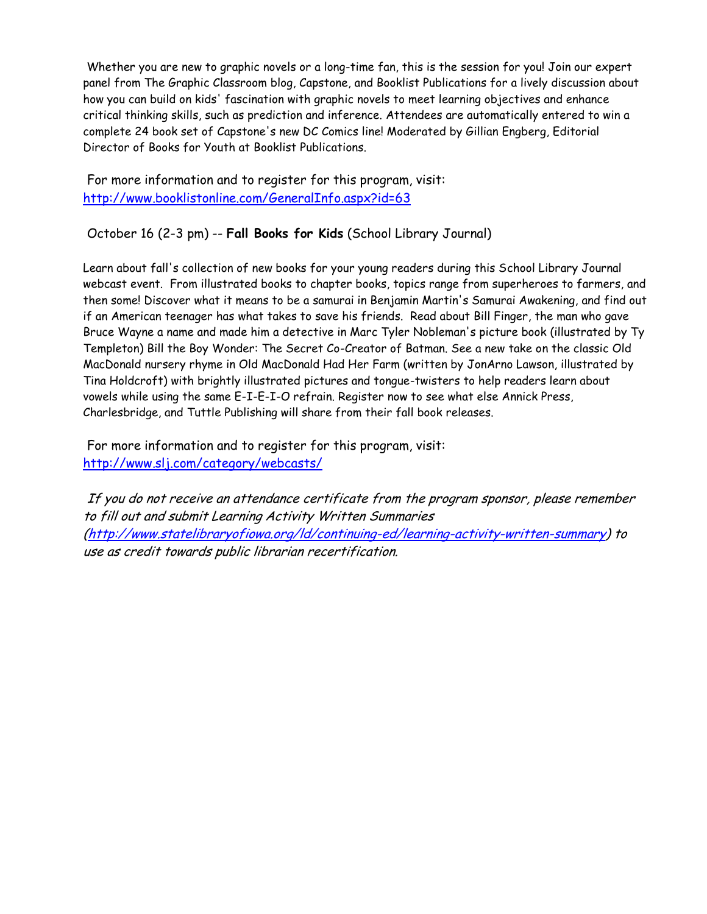Whether you are new to graphic novels or a long-time fan, this is the session for you! Join our expert panel from The Graphic Classroom blog, Capstone, and Booklist Publications for a lively discussion about how you can build on kids' fascination with graphic novels to meet learning objectives and enhance critical thinking skills, such as prediction and inference. Attendees are automatically entered to win a complete 24 book set of Capstone's new DC Comics line! Moderated by Gillian Engberg, Editorial Director of Books for Youth at Booklist Publications.

For more information and to register for this program, visit: http://www.booklistonline.com/GeneralInfo.aspx?id=63

October 16 (2-3 pm) -- **Fall Books for Kids** (School Library Journal)

Learn about fall's collection of new books for your young readers during this School Library Journal webcast event. From illustrated books to chapter books, topics range from superheroes to farmers, and then some! Discover what it means to be a samurai in Benjamin Martin's Samurai Awakening, and find out if an American teenager has what takes to save his friends. Read about Bill Finger, the man who gave Bruce Wayne a name and made him a detective in Marc Tyler Nobleman's picture book (illustrated by Ty Templeton) Bill the Boy Wonder: The Secret Co-Creator of Batman. See a new take on the classic Old MacDonald nursery rhyme in Old MacDonald Had Her Farm (written by JonArno Lawson, illustrated by Tina Holdcroft) with brightly illustrated pictures and tongue-twisters to help readers learn about vowels while using the same E-I-E-I-O refrain. Register now to see what else Annick Press, Charlesbridge, and Tuttle Publishing will share from their fall book releases.

For more information and to register for this program, visit: http://www.slj.com/category/webcasts/

*If you do not receive an attendance certificate from the program sponsor, please remember to fill out and submit Learning Activity Written Summaries (http://www.statelibraryofiowa.org/ld/continuing-ed/learning-activity-written-summary) to use as credit towards public librarian recertification.*